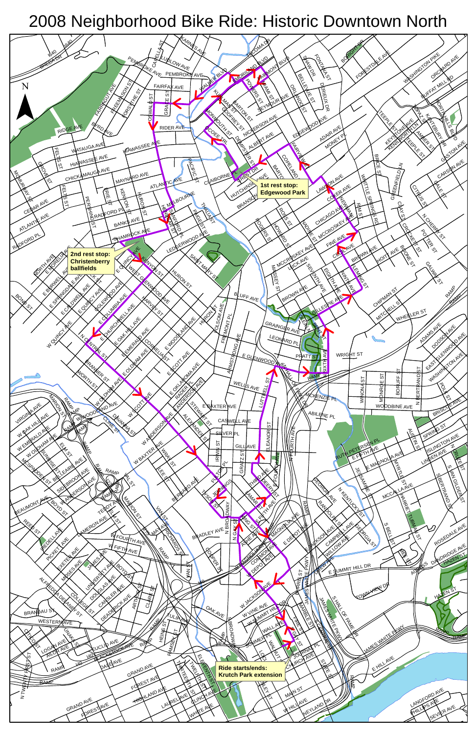# 2008 Neighborhood Bike Ride: Historic Downtown North

1st rest stop:
Edgewood Park

2nd rest stop:
Christenberry ballfields

Ride starts/ends:
Krutch Park extension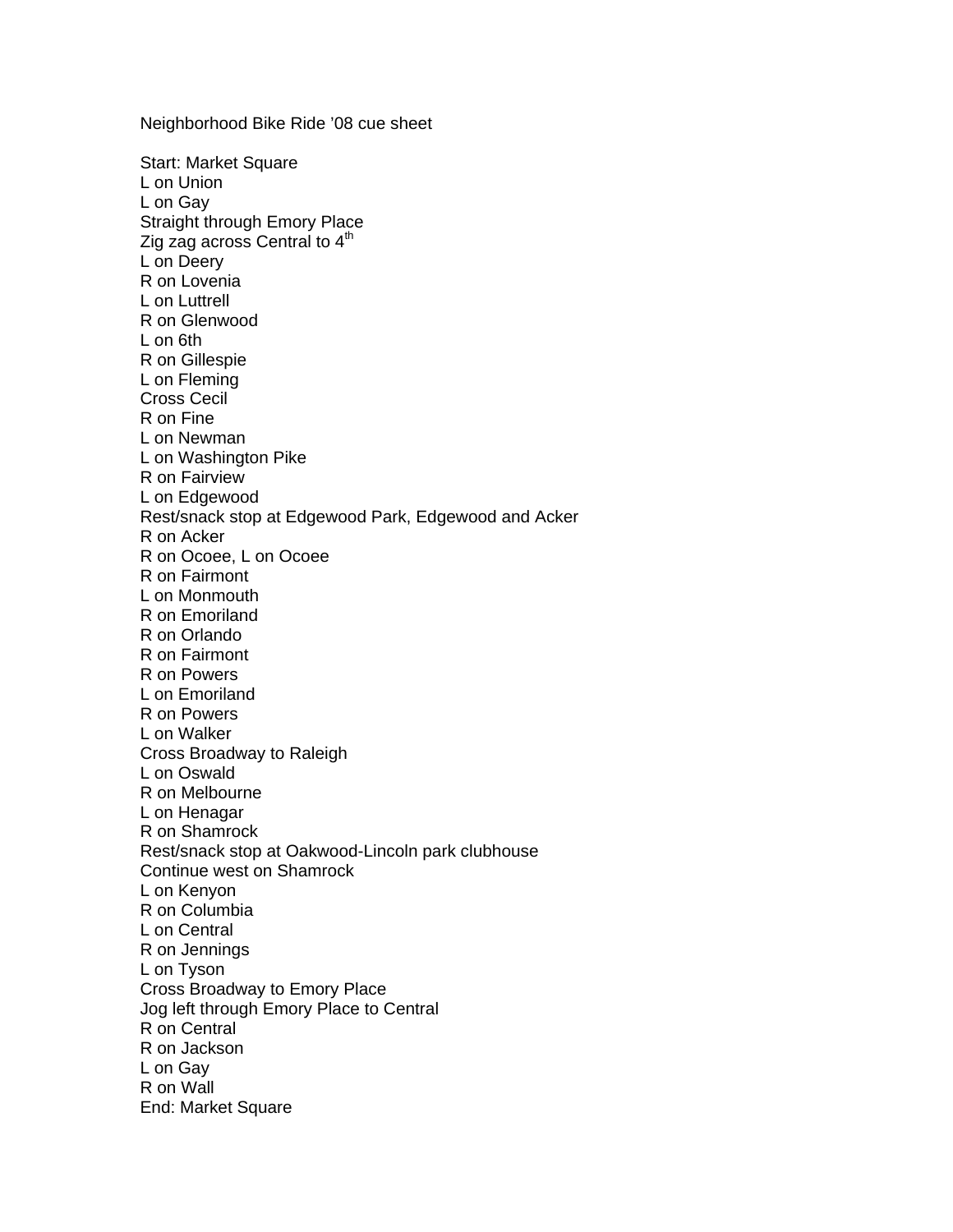Neighborhood Bike Ride '08 cue sheet

Start: Market Square
L on Union
L on Gay
Straight through Emory Place
Zig zag across Central to $4^{th}$
L on Deery
R on Lovenia
L on Luttrell
R on Glenwood
L on 6th
R on Gillespie
L on Fleming
Cross Cecil
R on Fine
L on Newman
L on Washington Pike
R on Fairview
L on Edgewood
Rest/snack stop at Edgewood Park, Edgewood and Acker
R on Acker
R on Ocoee, L on Ocoee
R on Fairmont
L on Monmouth
R on Emoriland
R on Orlando
R on Fairmont
R on Powers
L on Emoriland
R on Powers
L on Walker
Cross Broadway to Raleigh
L on Oswald
R on Melbourne
L on Henagar
R on Shamrock
Rest/snack stop at Oakwood-Lincoln park clubhouse
Continue west on Shamrock
L on Kenyon
R on Columbia
L on Central
R on Jennings
L on Tyson
Cross Broadway to Emory Place
Jog left through Emory Place to Central
R on Central
R on Jackson
L on Gay
R on Wall
End: Market Square